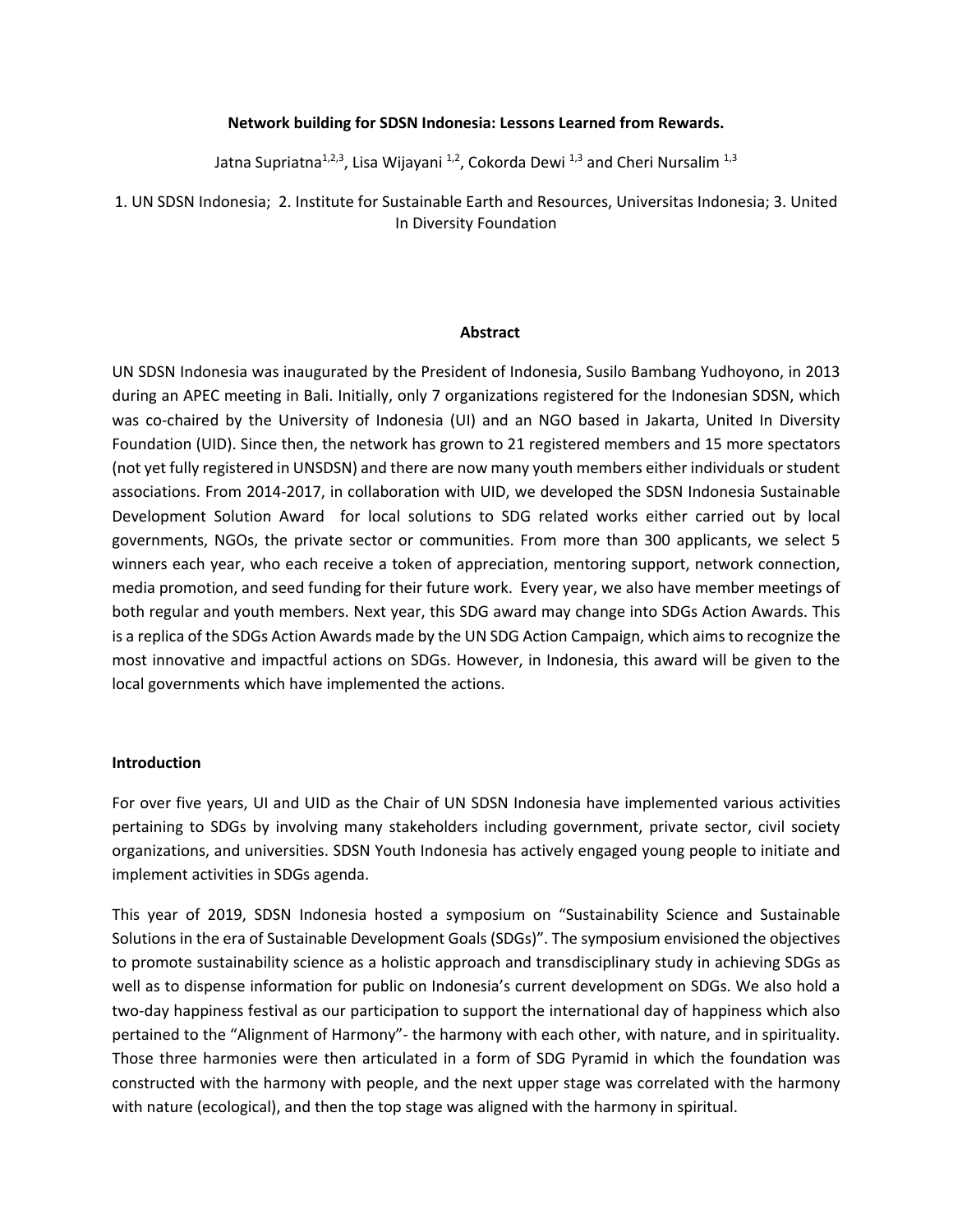# Network building for SDSN Indonesia: Lessons Learned from Rewards.

Jatna Supriatna[1,2,3], Lisa Wijayani [1,2], Cokorda Dewi [1,3] and Cheri Nursalim [1,3]

1. UN SDSN Indonesia; 2. Institute for Sustainable Earth and Resources, Universitas Indonesia; 3. United In Diversity Foundation

## Abstract

UN SDSN Indonesia was inaugurated by the President of Indonesia, Susilo Bambang Yudhoyono, in 2013 during an APEC meeting in Bali. Initially, only 7 organizations registered for the Indonesian SDSN, which was co-chaired by the University of Indonesia (UI) and an NGO based in Jakarta, United In Diversity Foundation (UID). Since then, the network has grown to 21 registered members and 15 more spectators (not yet fully registered in UNSDSN) and there are now many youth members either individuals or student associations. From 2014-2017, in collaboration with UID, we developed the SDSN Indonesia Sustainable Development Solution Award for local solutions to SDG related works either carried out by local governments, NGOs, the private sector or communities. From more than 300 applicants, we select 5 winners each year, who each receive a token of appreciation, mentoring support, network connection, media promotion, and seed funding for their future work. Every year, we also have member meetings of both regular and youth members. Next year, this SDG award may change into SDGs Action Awards. This is a replica of the SDGs Action Awards made by the UN SDG Action Campaign, which aims to recognize the most innovative and impactful actions on SDGs. However, in Indonesia, this award will be given to the local governments which have implemented the actions.

## Introduction

For over five years, UI and UID as the Chair of UN SDSN Indonesia have implemented various activities pertaining to SDGs by involving many stakeholders including government, private sector, civil society organizations, and universities. SDSN Youth Indonesia has actively engaged young people to initiate and implement activities in SDGs agenda.

This year of 2019, SDSN Indonesia hosted a symposium on "Sustainability Science and Sustainable Solutions in the era of Sustainable Development Goals (SDGs)". The symposium envisioned the objectives to promote sustainability science as a holistic approach and transdisciplinary study in achieving SDGs as well as to dispense information for public on Indonesia's current development on SDGs. We also hold a two-day happiness festival as our participation to support the international day of happiness which also pertained to the "Alignment of Harmony"- the harmony with each other, with nature, and in spirituality. Those three harmonies were then articulated in a form of SDG Pyramid in which the foundation was constructed with the harmony with people, and the next upper stage was correlated with the harmony with nature (ecological), and then the top stage was aligned with the harmony in spiritual.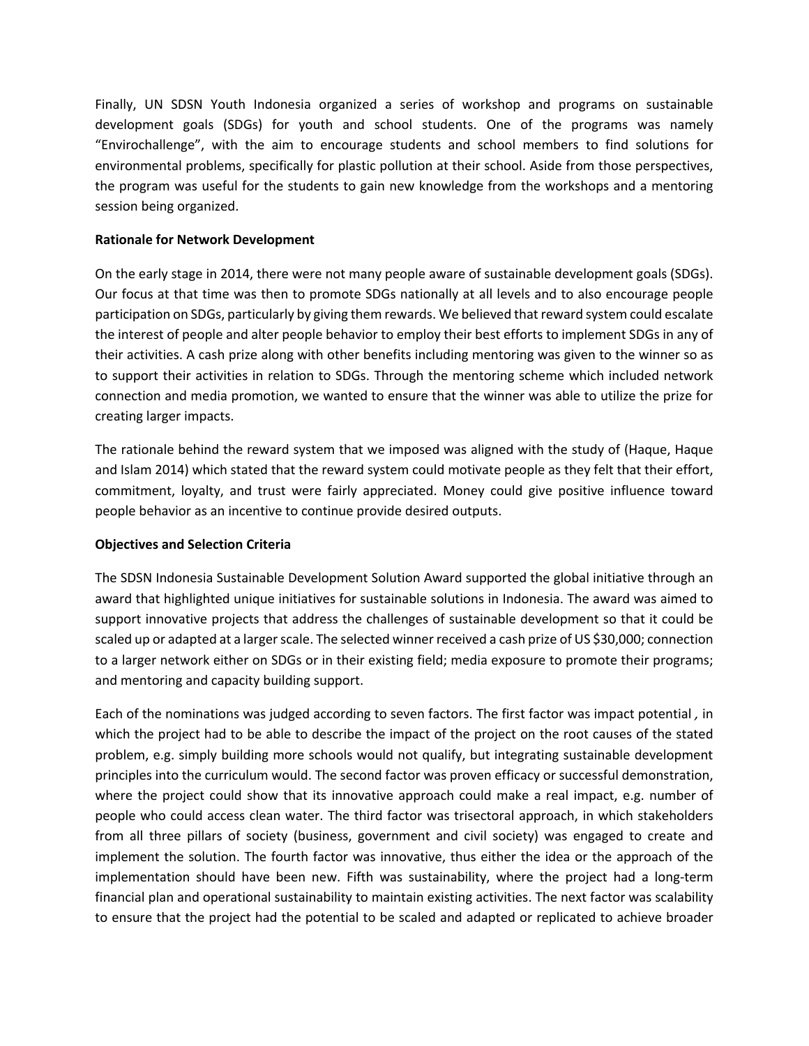Finally, UN SDSN Youth Indonesia organized a series of workshop and programs on sustainable development goals (SDGs) for youth and school students. One of the programs was namely "Envirochallenge", with the aim to encourage students and school members to find solutions for environmental problems, specifically for plastic pollution at their school. Aside from those perspectives, the program was useful for the students to gain new knowledge from the workshops and a mentoring session being organized.

**Rationale for Network Development**

On the early stage in 2014, there were not many people aware of sustainable development goals (SDGs). Our focus at that time was then to promote SDGs nationally at all levels and to also encourage people participation on SDGs, particularly by giving them rewards. We believed that reward system could escalate the interest of people and alter people behavior to employ their best efforts to implement SDGs in any of their activities. A cash prize along with other benefits including mentoring was given to the winner so as to support their activities in relation to SDGs. Through the mentoring scheme which included network connection and media promotion, we wanted to ensure that the winner was able to utilize the prize for creating larger impacts.

The rationale behind the reward system that we imposed was aligned with the study of (Haque, Haque and Islam 2014) which stated that the reward system could motivate people as they felt that their effort, commitment, loyalty, and trust were fairly appreciated. Money could give positive influence toward people behavior as an incentive to continue provide desired outputs.

**Objectives and Selection Criteria**

The SDSN Indonesia Sustainable Development Solution Award supported the global initiative through an award that highlighted unique initiatives for sustainable solutions in Indonesia. The award was aimed to support innovative projects that address the challenges of sustainable development so that it could be scaled up or adapted at a larger scale. The selected winner received a cash prize of US $30,000; connection to a larger network either on SDGs or in their existing field; media exposure to promote their programs; and mentoring and capacity building support.

Each of the nominations was judged according to seven factors. The first factor was impact potential, in which the project had to be able to describe the impact of the project on the root causes of the stated problem, e.g. simply building more schools would not qualify, but integrating sustainable development principles into the curriculum would. The second factor was proven efficacy or successful demonstration, where the project could show that its innovative approach could make a real impact, e.g. number of people who could access clean water. The third factor was trisectoral approach, in which stakeholders from all three pillars of society (business, government and civil society) was engaged to create and implement the solution. The fourth factor was innovative, thus either the idea or the approach of the implementation should have been new. Fifth was sustainability, where the project had a long-term financial plan and operational sustainability to maintain existing activities. The next factor was scalability to ensure that the project had the potential to be scaled and adapted or replicated to achieve broader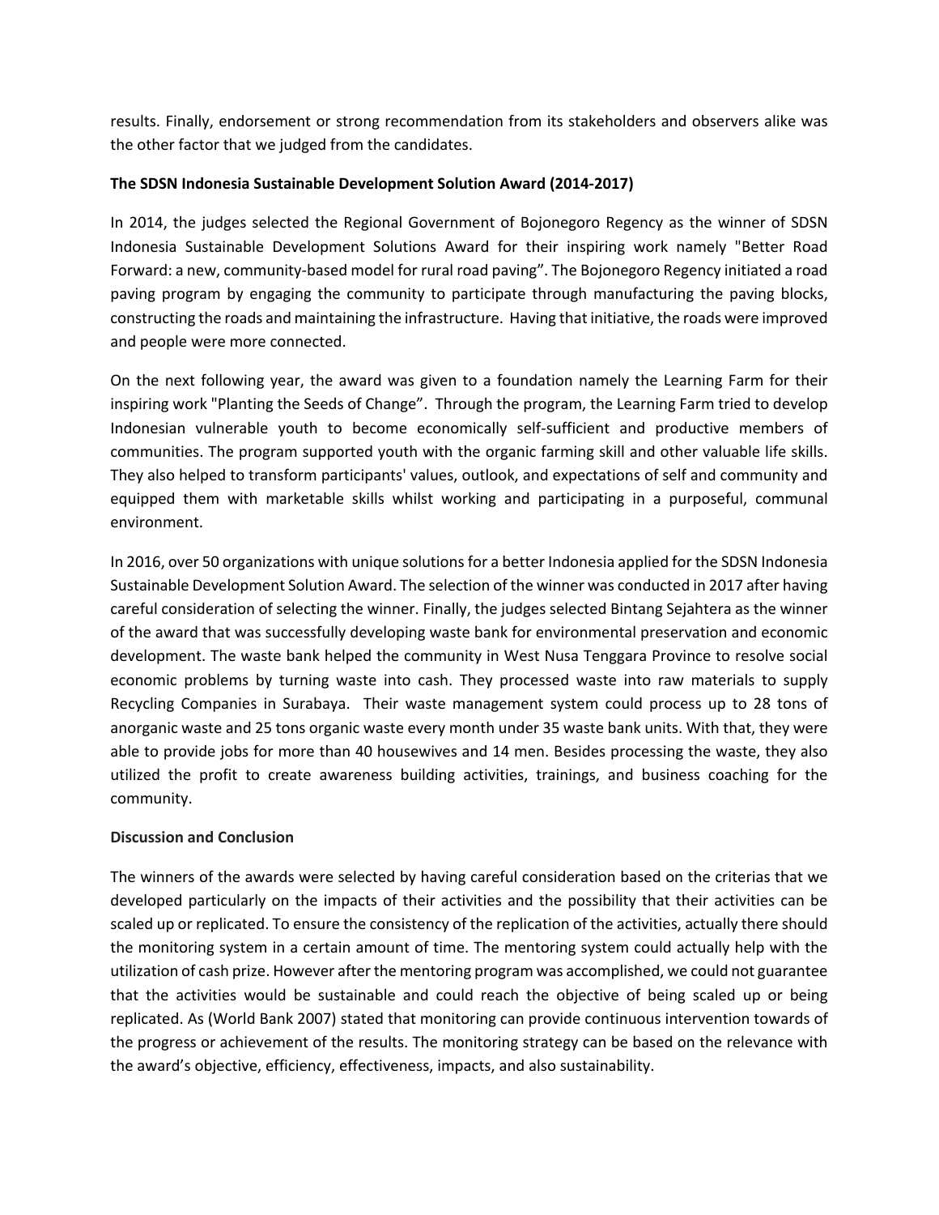results. Finally, endorsement or strong recommendation from its stakeholders and observers alike was the other factor that we judged from the candidates.

**The SDSN Indonesia Sustainable Development Solution Award (2014-2017)**

In 2014, the judges selected the Regional Government of Bojonegoro Regency as the winner of SDSN Indonesia Sustainable Development Solutions Award for their inspiring work namely "Better Road Forward: a new, community-based model for rural road paving". The Bojonegoro Regency initiated a road paving program by engaging the community to participate through manufacturing the paving blocks, constructing the roads and maintaining the infrastructure. Having that initiative, the roads were improved and people were more connected.

On the next following year, the award was given to a foundation namely the Learning Farm for their inspiring work "Planting the Seeds of Change". Through the program, the Learning Farm tried to develop Indonesian vulnerable youth to become economically self-sufficient and productive members of communities. The program supported youth with the organic farming skill and other valuable life skills. They also helped to transform participants' values, outlook, and expectations of self and community and equipped them with marketable skills whilst working and participating in a purposeful, communal environment.

In 2016, over 50 organizations with unique solutions for a better Indonesia applied for the SDSN Indonesia Sustainable Development Solution Award. The selection of the winner was conducted in 2017 after having careful consideration of selecting the winner. Finally, the judges selected Bintang Sejahtera as the winner of the award that was successfully developing waste bank for environmental preservation and economic development. The waste bank helped the community in West Nusa Tenggara Province to resolve social economic problems by turning waste into cash. They processed waste into raw materials to supply Recycling Companies in Surabaya. Their waste management system could process up to 28 tons of anorganic waste and 25 tons organic waste every month under 35 waste bank units. With that, they were able to provide jobs for more than 40 housewives and 14 men. Besides processing the waste, they also utilized the profit to create awareness building activities, trainings, and business coaching for the community.

**Discussion and Conclusion**

The winners of the awards were selected by having careful consideration based on the criterias that we developed particularly on the impacts of their activities and the possibility that their activities can be scaled up or replicated. To ensure the consistency of the replication of the activities, actually there should the monitoring system in a certain amount of time. The mentoring system could actually help with the utilization of cash prize. However after the mentoring program was accomplished, we could not guarantee that the activities would be sustainable and could reach the objective of being scaled up or being replicated. As (World Bank 2007) stated that monitoring can provide continuous intervention towards of the progress or achievement of the results. The monitoring strategy can be based on the relevance with the award's objective, efficiency, effectiveness, impacts, and also sustainability.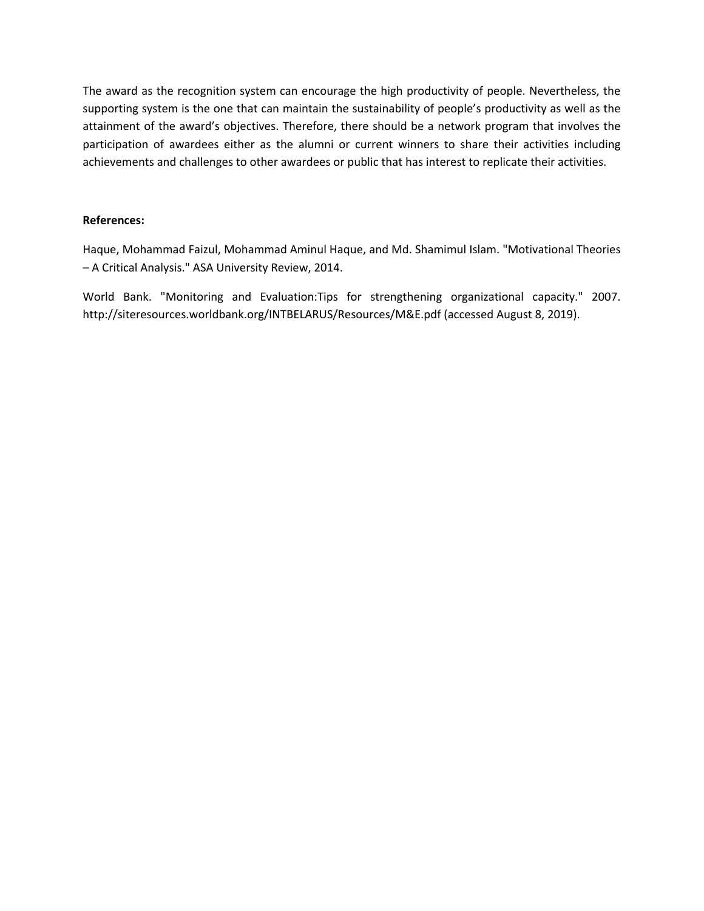The award as the recognition system can encourage the high productivity of people. Nevertheless, the supporting system is the one that can maintain the sustainability of people's productivity as well as the attainment of the award's objectives. Therefore, there should be a network program that involves the participation of awardees either as the alumni or current winners to share their activities including achievements and challenges to other awardees or public that has interest to replicate their activities.

**References:**

Haque, Mohammad Faizul, Mohammad Aminul Haque, and Md. Shamimul Islam. "Motivational Theories – A Critical Analysis." ASA University Review, 2014.

World Bank. "Monitoring and Evaluation:Tips for strengthening organizational capacity." 2007. http://siteresources.worldbank.org/INTBELARUS/Resources/M&E.pdf (accessed August 8, 2019).